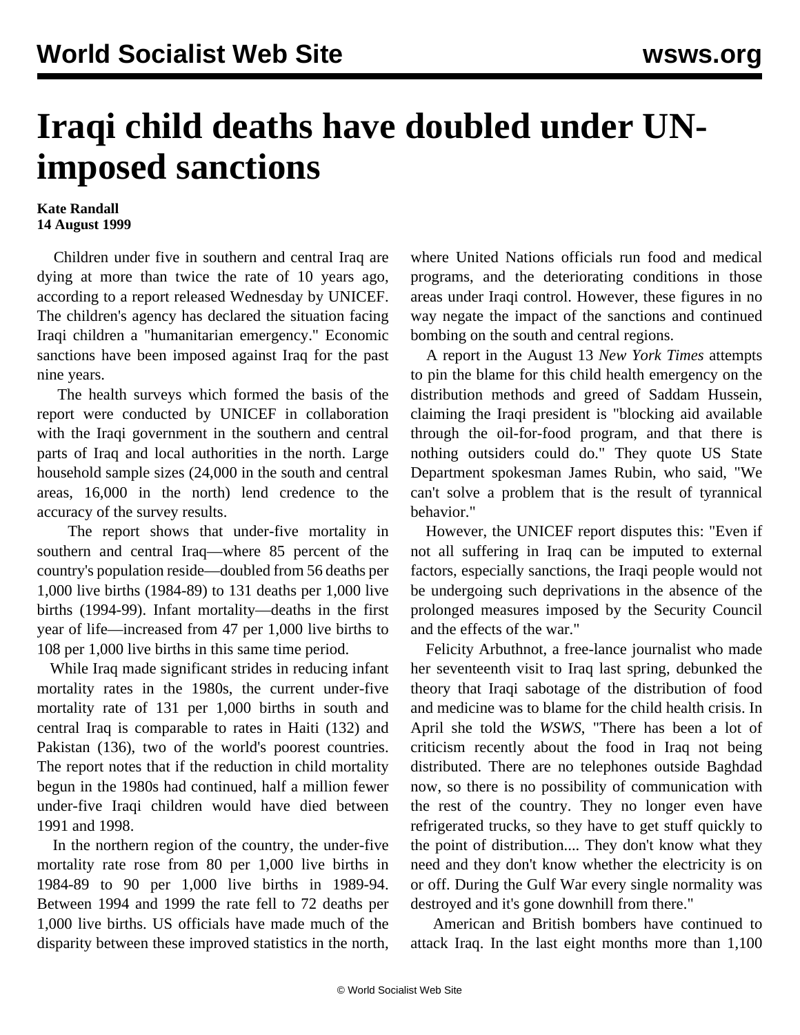# Iraqi child deaths have doubled under UN-imposed sanctions

**Kate Randall**
**14 August 1999**

Children under five in southern and central Iraq are dying at more than twice the rate of 10 years ago, according to a report released Wednesday by UNICEF. The children's agency has declared the situation facing Iraqi children a "humanitarian emergency." Economic sanctions have been imposed against Iraq for the past nine years.

The health surveys which formed the basis of the report were conducted by UNICEF in collaboration with the Iraqi government in the southern and central parts of Iraq and local authorities in the north. Large household sample sizes (24,000 in the south and central areas, 16,000 in the north) lend credence to the accuracy of the survey results.

The report shows that under-five mortality in southern and central Iraq—where 85 percent of the country's population reside—doubled from 56 deaths per 1,000 live births (1984-89) to 131 deaths per 1,000 live births (1994-99). Infant mortality—deaths in the first year of life—increased from 47 per 1,000 live births to 108 per 1,000 live births in this same time period.

While Iraq made significant strides in reducing infant mortality rates in the 1980s, the current under-five mortality rate of 131 per 1,000 births in south and central Iraq is comparable to rates in Haiti (132) and Pakistan (136), two of the world's poorest countries. The report notes that if the reduction in child mortality begun in the 1980s had continued, half a million fewer under-five Iraqi children would have died between 1991 and 1998.

In the northern region of the country, the under-five mortality rate rose from 80 per 1,000 live births in 1984-89 to 90 per 1,000 live births in 1989-94. Between 1994 and 1999 the rate fell to 72 deaths per 1,000 live births. US officials have made much of the disparity between these improved statistics in the north, where United Nations officials run food and medical programs, and the deteriorating conditions in those areas under Iraqi control. However, these figures in no way negate the impact of the sanctions and continued bombing on the south and central regions.

A report in the August 13 *New York Times* attempts to pin the blame for this child health emergency on the distribution methods and greed of Saddam Hussein, claiming the Iraqi president is "blocking aid available through the oil-for-food program, and that there is nothing outsiders could do." They quote US State Department spokesman James Rubin, who said, "We can't solve a problem that is the result of tyrannical behavior."

However, the UNICEF report disputes this: "Even if not all suffering in Iraq can be imputed to external factors, especially sanctions, the Iraqi people would not be undergoing such deprivations in the absence of the prolonged measures imposed by the Security Council and the effects of the war."

Felicity Arbuthnot, a free-lance journalist who made her seventeenth visit to Iraq last spring, debunked the theory that Iraqi sabotage of the distribution of food and medicine was to blame for the child health crisis. In April she told the *WSWS*, "There has been a lot of criticism recently about the food in Iraq not being distributed. There are no telephones outside Baghdad now, so there is no possibility of communication with the rest of the country. They no longer even have refrigerated trucks, so they have to get stuff quickly to the point of distribution.... They don't know what they need and they don't know whether the electricity is on or off. During the Gulf War every single normality was destroyed and it's gone downhill from there."

American and British bombers have continued to attack Iraq. In the last eight months more than 1,100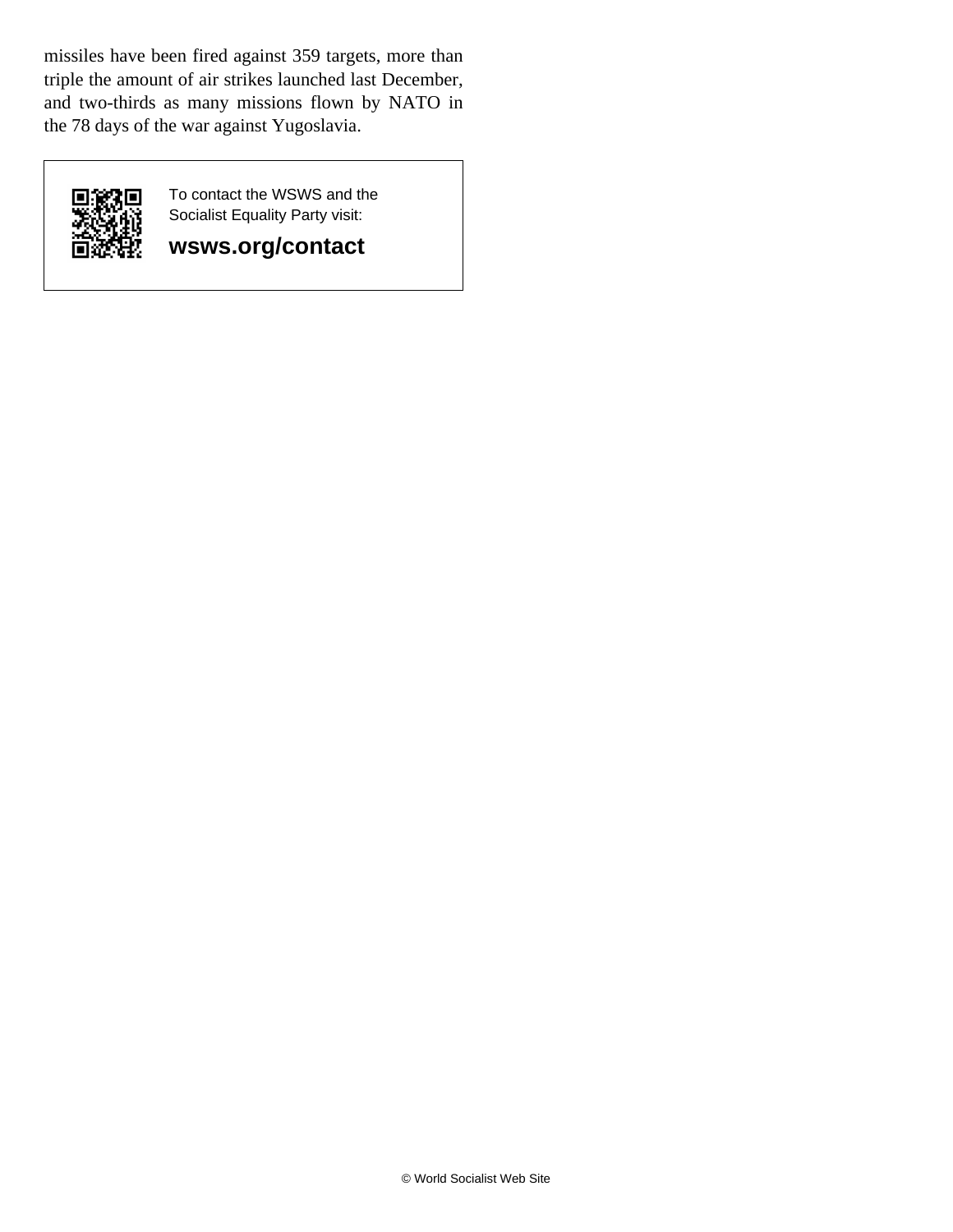missiles have been fired against 359 targets, more than triple the amount of air strikes launched last December, and two-thirds as many missions flown by NATO in the 78 days of the war against Yugoslavia.

To contact the WSWS and the Socialist Equality Party visit:

**wsws.org/contact**